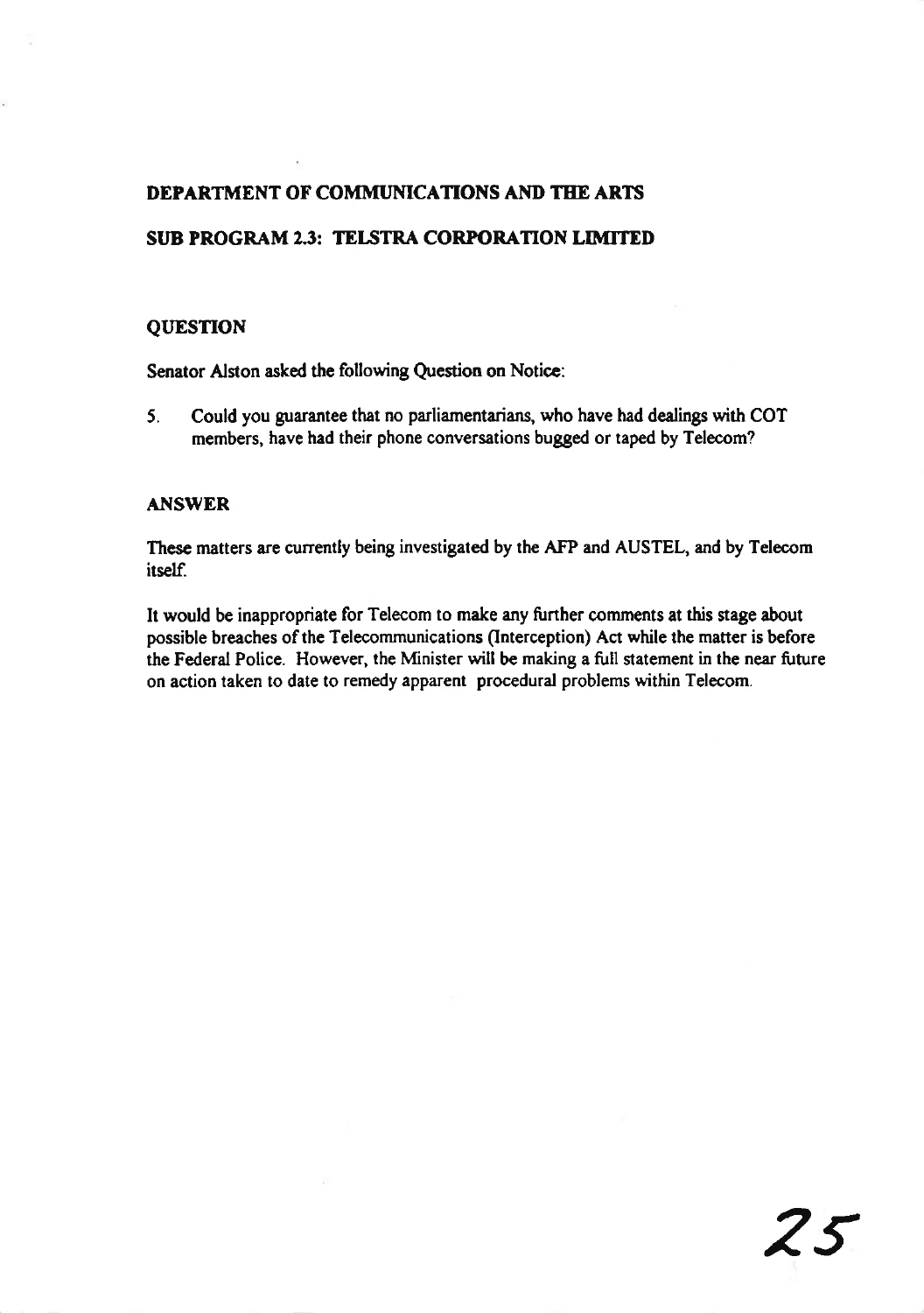**DEPARTMENT OF COMMUNICATIONS AND THE ARTS**

**SUB PROGRAM 2.3: TELSTRA CORPORATION LIMITED**

**QUESTION**

Senator Alston asked the following Question on Notice:

5. Could you guarantee that no parliamentarians, who have had dealings with COT members, have had their phone conversations bugged or taped by Telecom?

**ANSWER**

These matters are currently being investigated by the AFP and AUSTEL, and by Telecom itself.

It would be inappropriate for Telecom to make any further comments at this stage about possible breaches of the Telecommunications (Interception) Act while the matter is before the Federal Police. However, the Minister will be making a full statement in the near future on action taken to date to remedy apparent procedural problems within Telecom.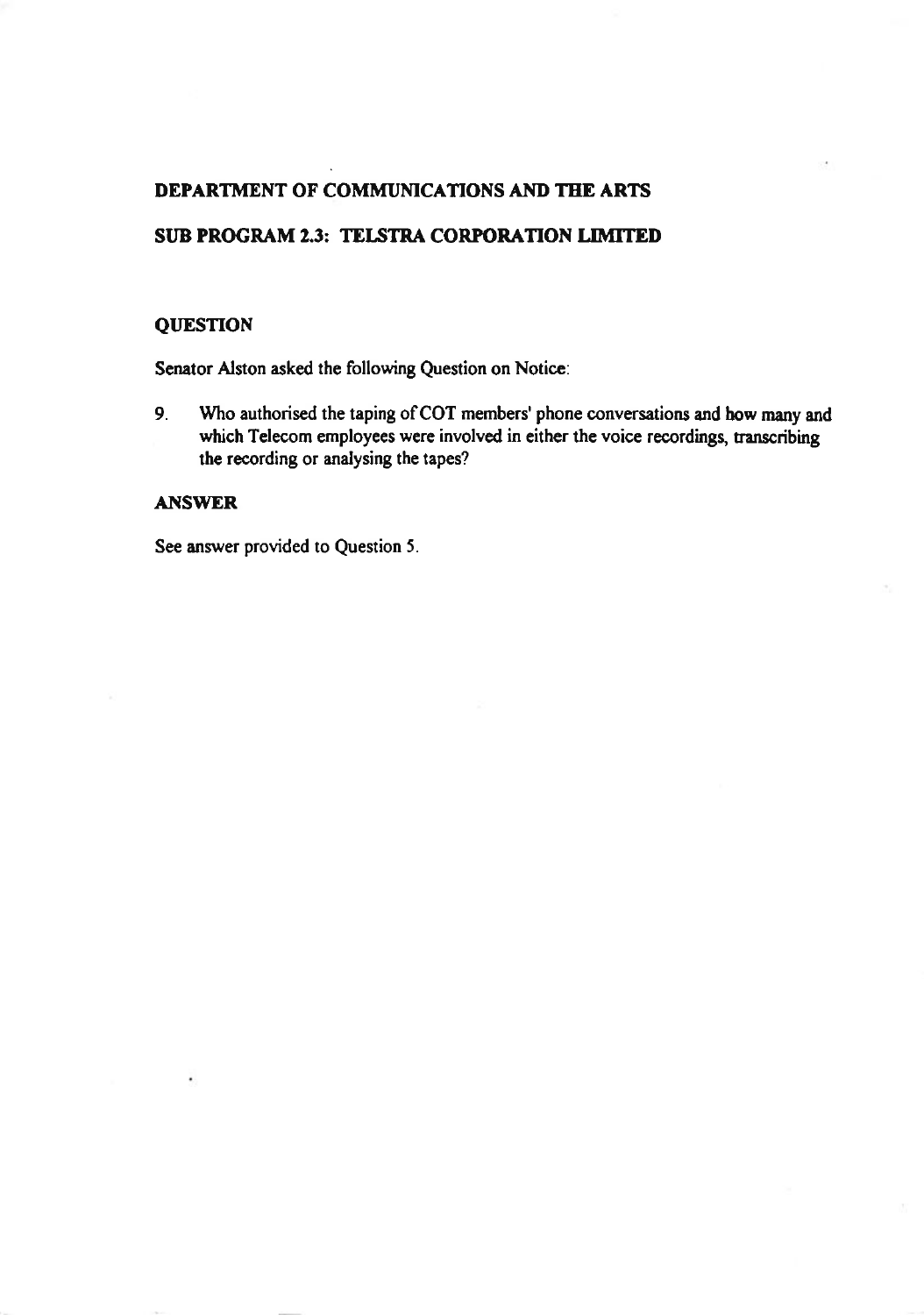**DEPARTMENT OF COMMUNICATIONS AND THE ARTS**

**SUB PROGRAM 2.3: TELSTRA CORPORATION LIMITED**

**QUESTION**

Senator Alston asked the following Question on Notice:

9. Who authorised the taping of COT members' phone conversations and how many and which Telecom employees were involved in either the voice recordings, transcribing the recording or analysing the tapes?

**ANSWER**

See answer provided to Question 5.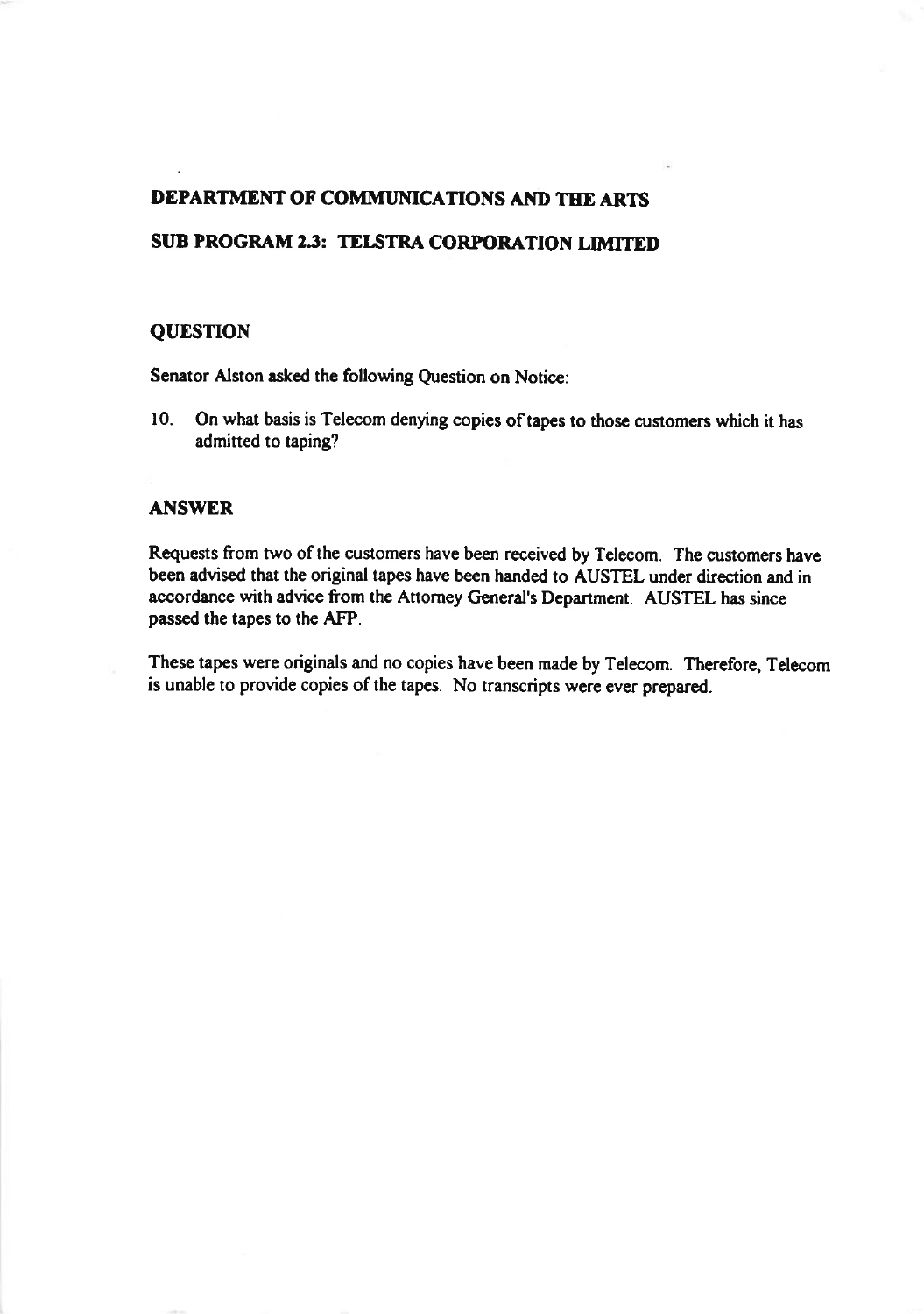## DEPARTMENT OF COMMUNICATIONS AND THE ARTS

## SUB PROGRAM 2.3: TELSTRA CORPORATION LIMITED

### QUESTION

Senator Alston asked the following Question on Notice:

10. On what basis is Telecom denying copies of tapes to those customers which it has admitted to taping?

### ANSWER

Requests from two of the customers have been received by Telecom. The customers have been advised that the original tapes have been handed to AUSTEL under direction and in accordance with advice from the Attorney General's Department. AUSTEL has since passed the tapes to the AFP.

These tapes were originals and no copies have been made by Telecom. Therefore, Telecom is unable to provide copies of the tapes. No transcripts were ever prepared.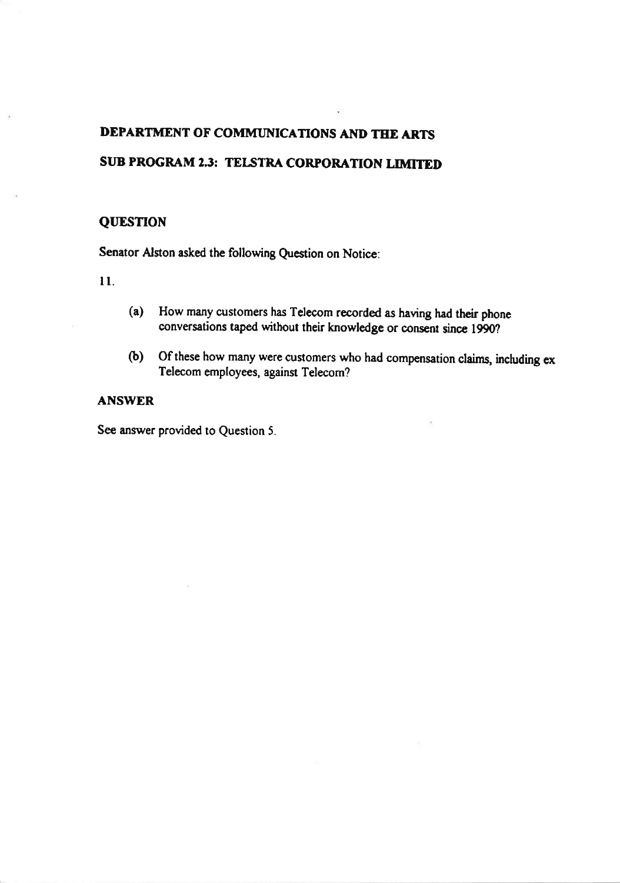**DEPARTMENT OF COMMUNICATIONS AND THE ARTS**

**SUB PROGRAM 2.3: TELSTRA CORPORATION LIMITED**

**QUESTION**

Senator Alston asked the following Question on Notice:

11.

(a) How many customers has Telecom recorded as having had their phone conversations taped without their knowledge or consent since 1990?

(b) Of these how many were customers who had compensation claims, including ex Telecom employees, against Telecom?

**ANSWER**

See answer provided to Question 5.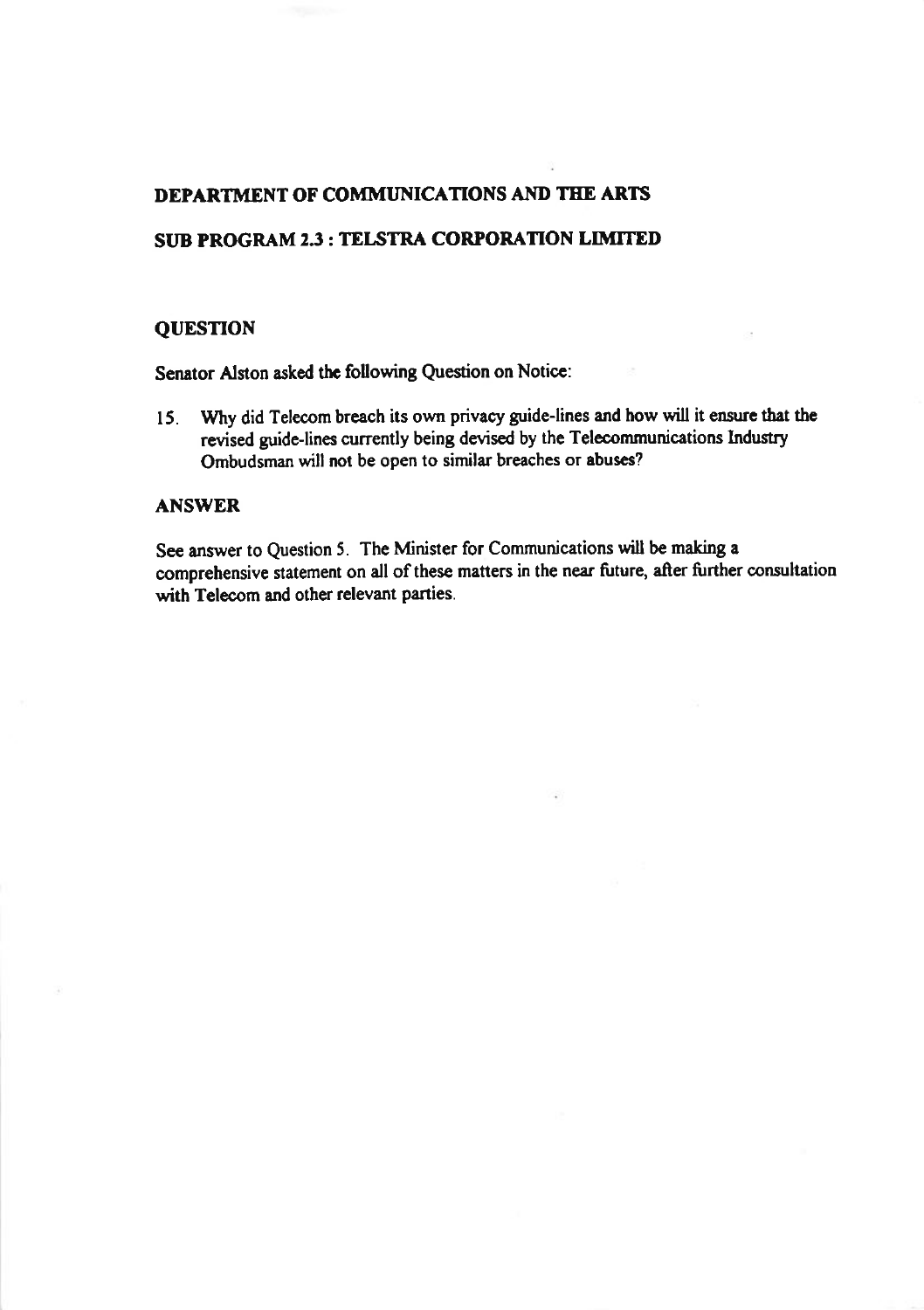## DEPARTMENT OF COMMUNICATIONS AND THE ARTS

## SUB PROGRAM 2.3 : TELSTRA CORPORATION LIMITED

### QUESTION

Senator Alston asked the following Question on Notice:

15. Why did Telecom breach its own privacy guide-lines and how will it ensure that the revised guide-lines currently being devised by the Telecommunications Industry Ombudsman will not be open to similar breaches or abuses?

### ANSWER

See answer to Question 5. The Minister for Communications will be making a comprehensive statement on all of these matters in the near future, after further consultation with Telecom and other relevant parties.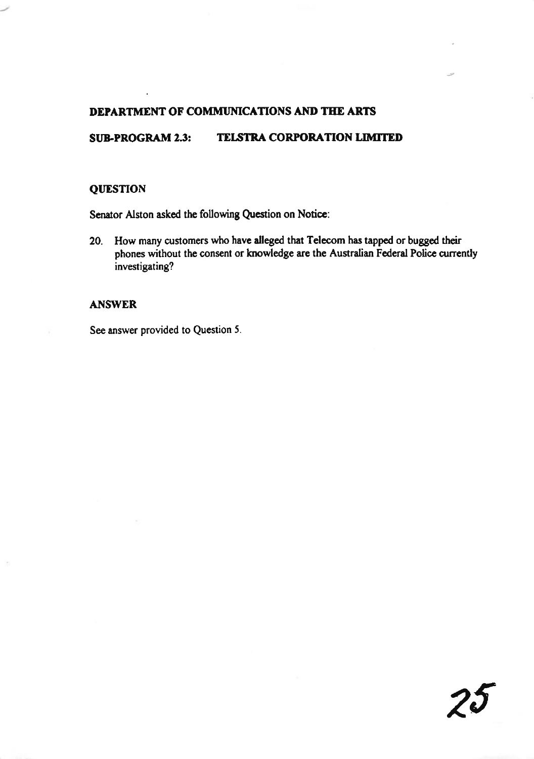**DEPARTMENT OF COMMUNICATIONS AND THE ARTS**

**SUB-PROGRAM 2.3: TELSTRA CORPORATION LIMITED**

**QUESTION**

Senator Alston asked the following Question on Notice:

20. How many customers who have alleged that Telecom has tapped or bugged their phones without the consent or knowledge are the Australian Federal Police currently investigating?

**ANSWER**

See answer provided to Question 5.